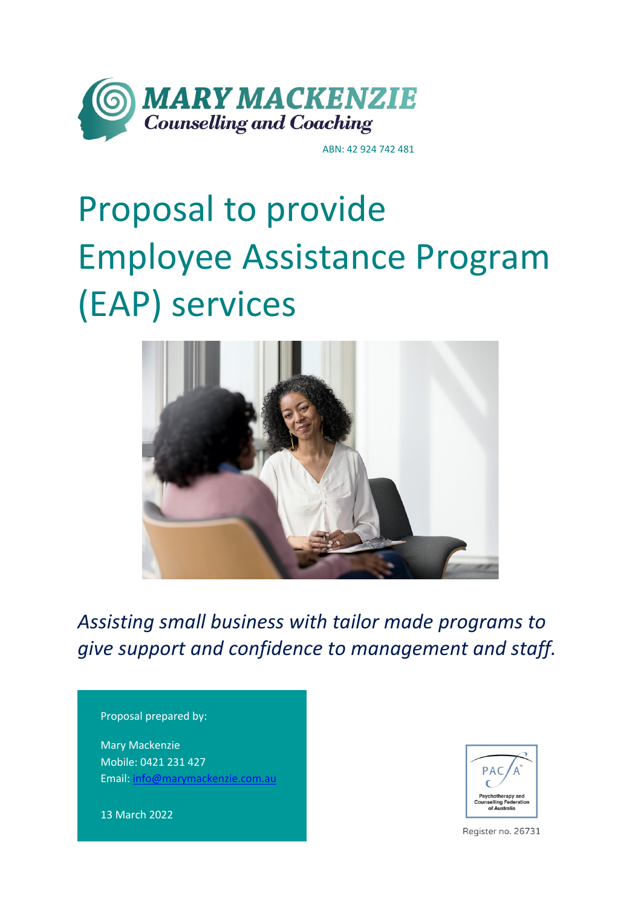**MARY MACKENZIE**
*Counselling and Coaching*

ABN: 42 924 742 481

# Proposal to provide Employee Assistance Program (EAP) services

*Assisting small business with tailor made programs to give support and confidence to management and staff.*

Proposal prepared by:

Mary Mackenzie
Mobile: 0421 231 427
Email: info@marymackenzie.com.au

13 March 2022

PACFA
Psychotherapy and Counselling Federation of Australia

Register no. 26731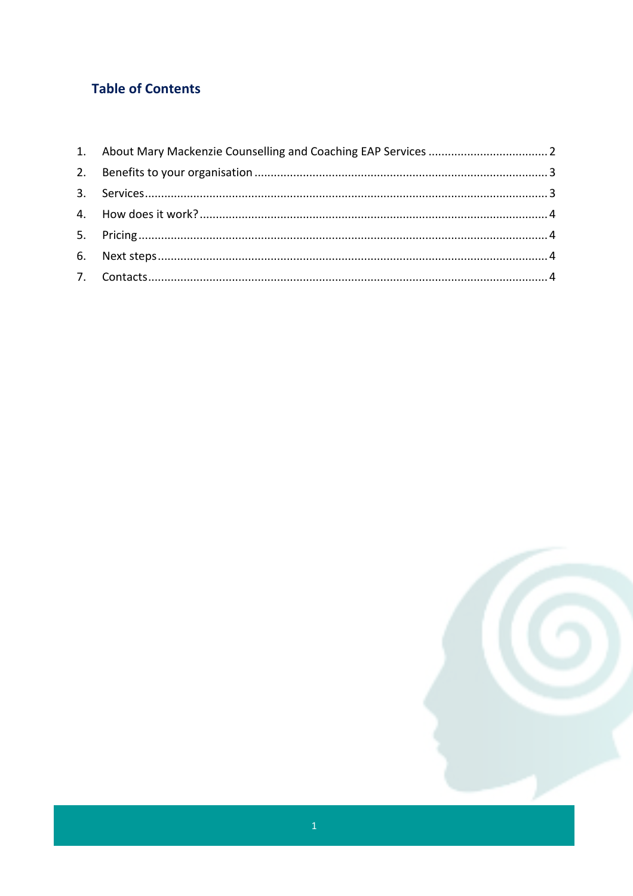## Table of Contents

1. About Mary Mackenzie Counselling and Coaching EAP Services .................................... 2
2. Benefits to your organisation .......................................................................................... 3
3. Services ........................................................................................................................... 3
4. How does it work? .......................................................................................................... 4
5. Pricing ............................................................................................................................. 4
6. Next steps ........................................................................................................................ 4
7. Contacts ........................................................................................................................... 4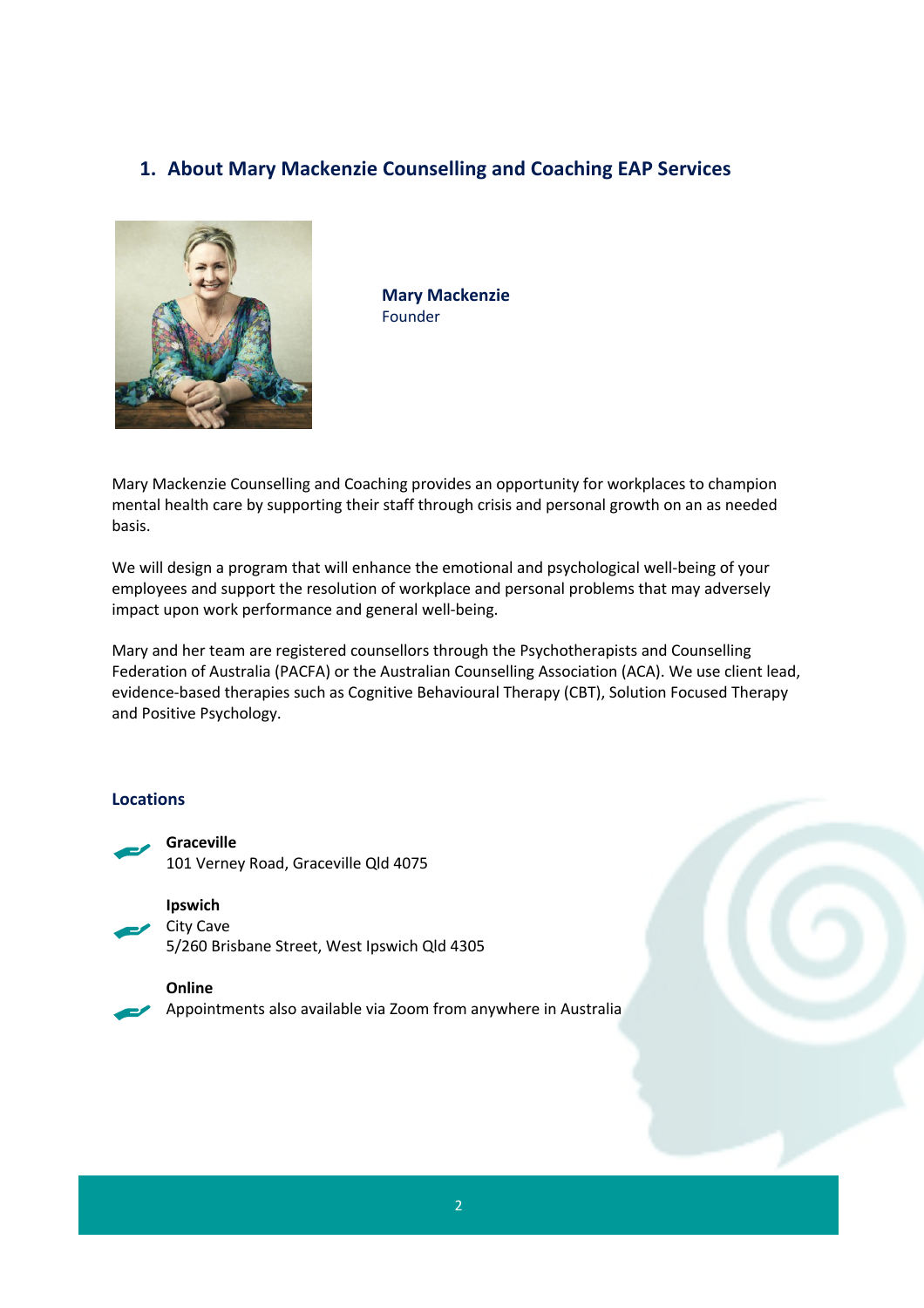## 1. About Mary Mackenzie Counselling and Coaching EAP Services

**Mary Mackenzie**
Founder

Mary Mackenzie Counselling and Coaching provides an opportunity for workplaces to champion mental health care by supporting their staff through crisis and personal growth on an as needed basis.

We will design a program that will enhance the emotional and psychological well-being of your employees and support the resolution of workplace and personal problems that may adversely impact upon work performance and general well-being.

Mary and her team are registered counsellors through the Psychotherapists and Counselling Federation of Australia (PACFA) or the Australian Counselling Association (ACA). We use client lead, evidence-based therapies such as Cognitive Behavioural Therapy (CBT), Solution Focused Therapy and Positive Psychology.

### Locations

**Graceville**
101 Verney Road, Graceville Qld 4075

**Ipswich**
City Cave
5/260 Brisbane Street, West Ipswich Qld 4305

**Online**
Appointments also available via Zoom from anywhere in Australia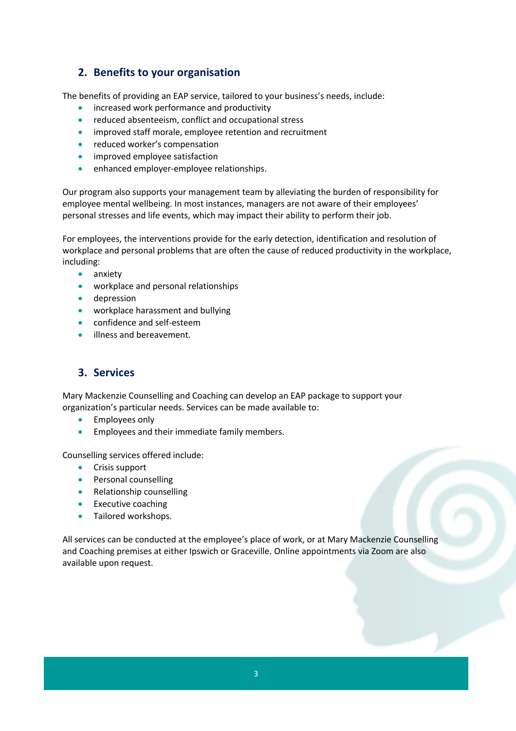## 2. Benefits to your organisation

The benefits of providing an EAP service, tailored to your business's needs, include:

- increased work performance and productivity
- reduced absenteeism, conflict and occupational stress
- improved staff morale, employee retention and recruitment
- reduced worker's compensation
- improved employee satisfaction
- enhanced employer-employee relationships.

Our program also supports your management team by alleviating the burden of responsibility for employee mental wellbeing. In most instances, managers are not aware of their employees' personal stresses and life events, which may impact their ability to perform their job.

For employees, the interventions provide for the early detection, identification and resolution of workplace and personal problems that are often the cause of reduced productivity in the workplace, including:

- anxiety
- workplace and personal relationships
- depression
- workplace harassment and bullying
- confidence and self-esteem
- illness and bereavement.

## 3. Services

Mary Mackenzie Counselling and Coaching can develop an EAP package to support your organization's particular needs. Services can be made available to:

- Employees only
- Employees and their immediate family members.

Counselling services offered include:

- Crisis support
- Personal counselling
- Relationship counselling
- Executive coaching
- Tailored workshops.

All services can be conducted at the employee's place of work, or at Mary Mackenzie Counselling and Coaching premises at either Ipswich or Graceville. Online appointments via Zoom are also available upon request.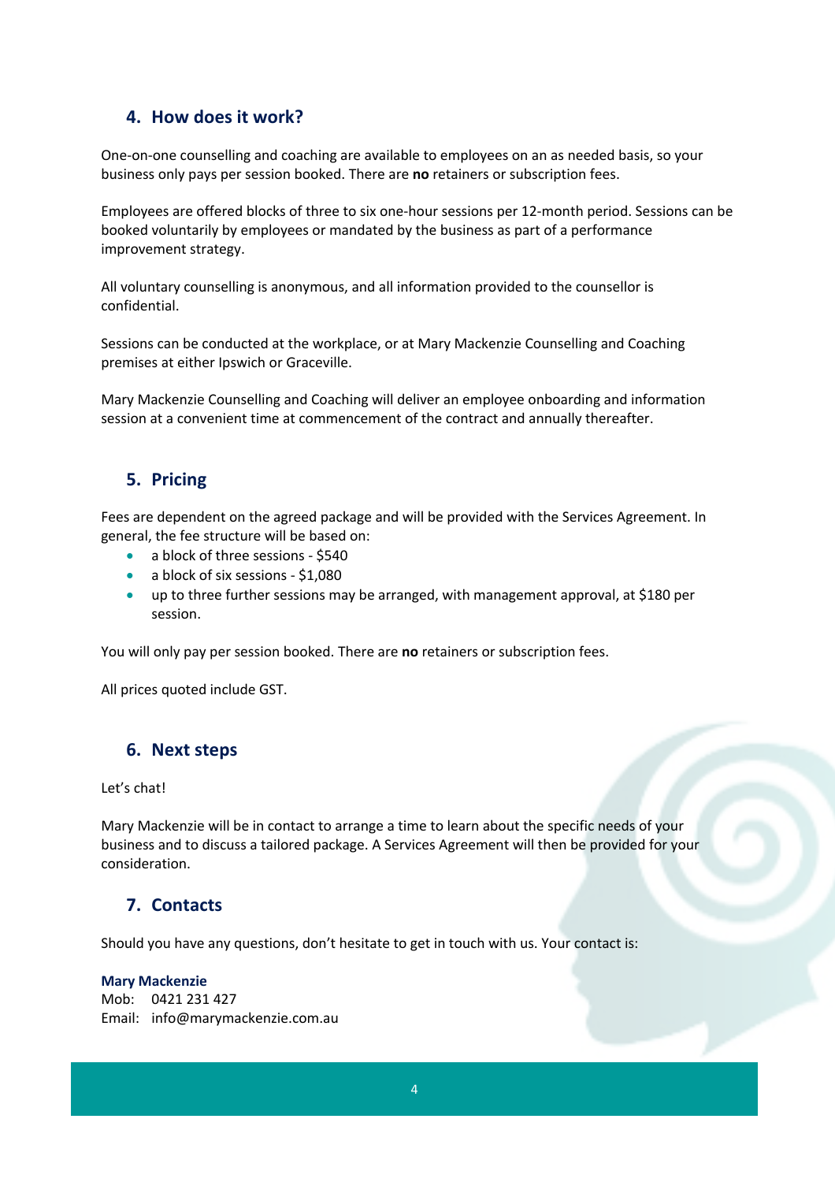## 4. How does it work?

One-on-one counselling and coaching are available to employees on an as needed basis, so your business only pays per session booked. There are **no** retainers or subscription fees.

Employees are offered blocks of three to six one-hour sessions per 12-month period. Sessions can be booked voluntarily by employees or mandated by the business as part of a performance improvement strategy.

All voluntary counselling is anonymous, and all information provided to the counsellor is confidential.

Sessions can be conducted at the workplace, or at Mary Mackenzie Counselling and Coaching premises at either Ipswich or Graceville.

Mary Mackenzie Counselling and Coaching will deliver an employee onboarding and information session at a convenient time at commencement of the contract and annually thereafter.

## 5. Pricing

Fees are dependent on the agreed package and will be provided with the Services Agreement. In general, the fee structure will be based on:

- a block of three sessions - $540
- a block of six sessions - $1,080
- up to three further sessions may be arranged, with management approval, at $180 per session.

You will only pay per session booked. There are **no** retainers or subscription fees.

All prices quoted include GST.

## 6. Next steps

Let's chat!

Mary Mackenzie will be in contact to arrange a time to learn about the specific needs of your business and to discuss a tailored package. A Services Agreement will then be provided for your consideration.

## 7. Contacts

Should you have any questions, don't hesitate to get in touch with us. Your contact is:

**Mary Mackenzie**
Mob: 0421 231 427
Email: info@marymackenzie.com.au